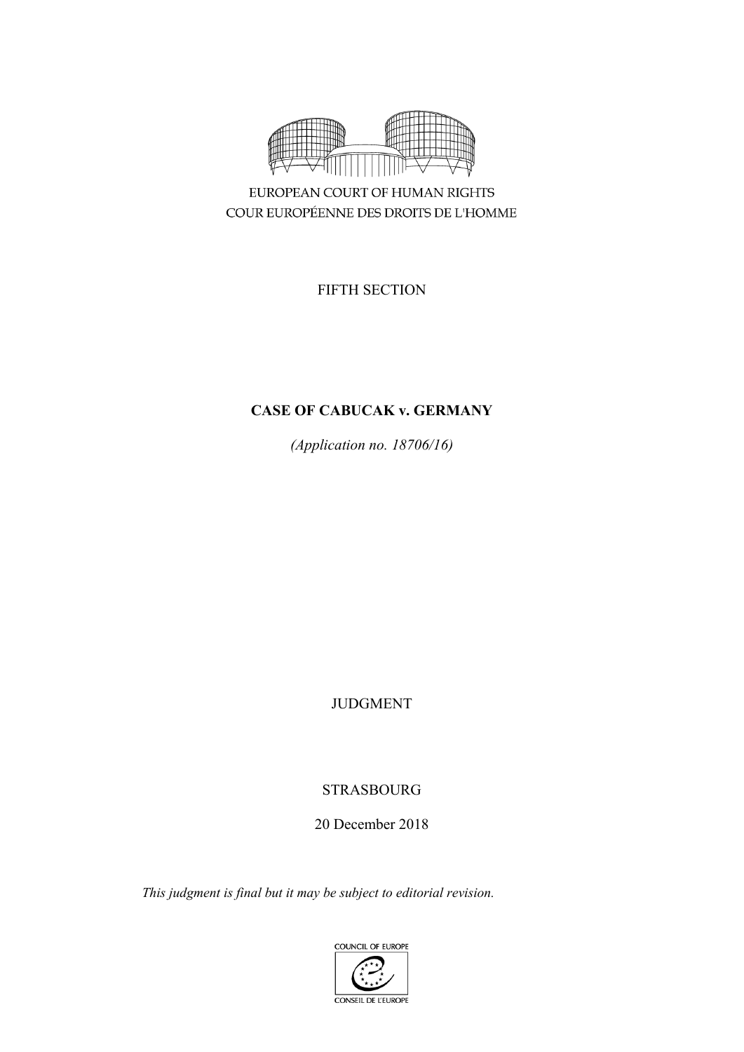EUROPEAN COURT OF HUMAN RIGHTS

COUR EUROPÉENNE DES DROITS DE L'HOMME

FIFTH SECTION

**CASE OF CABUCAK v. GERMANY**

*(Application no. 18706/16)*

JUDGMENT

STRASBOURG

20 December 2018

*This judgment is final but it may be subject to editorial revision.*

COUNCIL OF EUROPE

CONSEIL DE L'EUROPE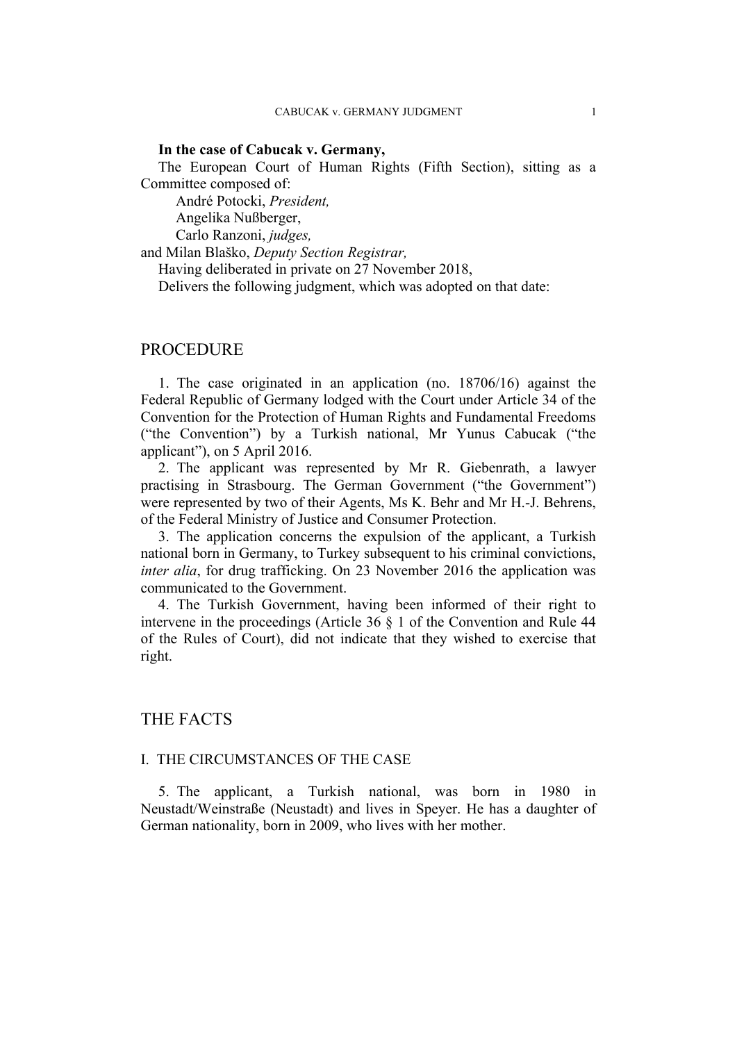**In the case of Cabucak v. Germany,**

The European Court of Human Rights (Fifth Section), sitting as a Committee composed of:

André Potocki, *President,*
Angelika Nußberger,
Carlo Ranzoni, *judges,*
and Milan Blaško, *Deputy Section Registrar,*

Having deliberated in private on 27 November 2018,

Delivers the following judgment, which was adopted on that date:

# PROCEDURE

1. The case originated in an application (no. 18706/16) against the Federal Republic of Germany lodged with the Court under Article 34 of the Convention for the Protection of Human Rights and Fundamental Freedoms ("the Convention") by a Turkish national, Mr Yunus Cabucak ("the applicant"), on 5 April 2016.

2. The applicant was represented by Mr R. Giebenrath, a lawyer practising in Strasbourg. The German Government ("the Government") were represented by two of their Agents, Ms K. Behr and Mr H.-J. Behrens, of the Federal Ministry of Justice and Consumer Protection.

3. The application concerns the expulsion of the applicant, a Turkish national born in Germany, to Turkey subsequent to his criminal convictions, *inter alia*, for drug trafficking. On 23 November 2016 the application was communicated to the Government.

4. The Turkish Government, having been informed of their right to intervene in the proceedings (Article 36 § 1 of the Convention and Rule 44 of the Rules of Court), did not indicate that they wished to exercise that right.

# THE FACTS

## I. THE CIRCUMSTANCES OF THE CASE

5. The applicant, a Turkish national, was born in 1980 in Neustadt/Weinstraße (Neustadt) and lives in Speyer. He has a daughter of German nationality, born in 2009, who lives with her mother.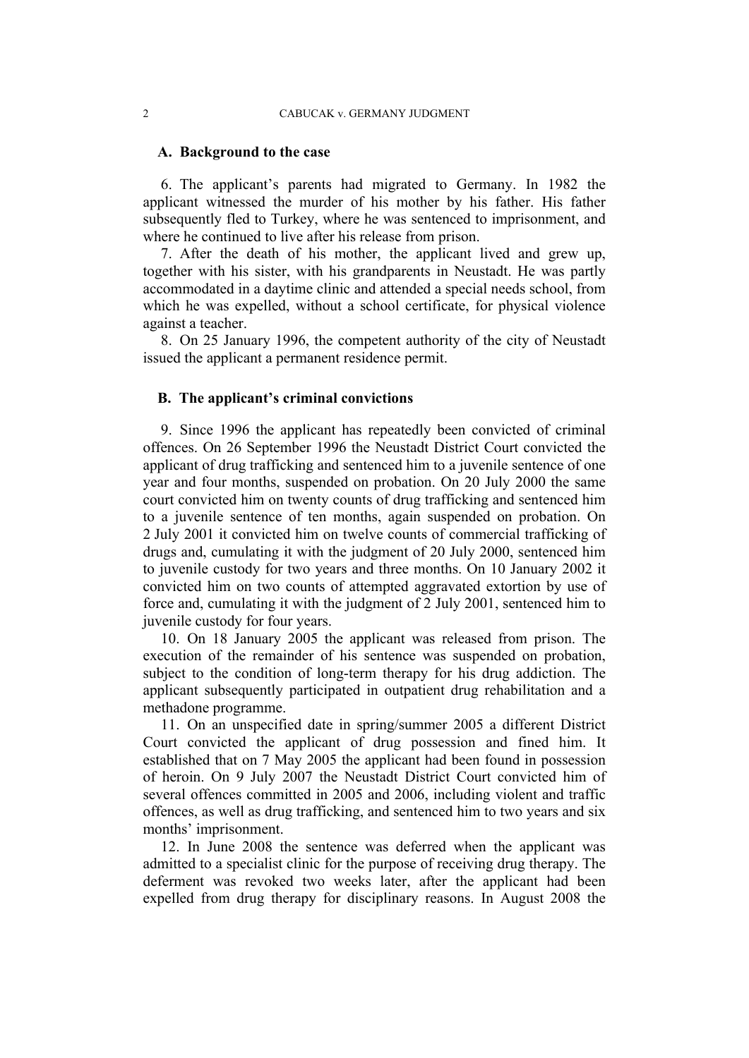## A. Background to the case

6. The applicant's parents had migrated to Germany. In 1982 the applicant witnessed the murder of his mother by his father. His father subsequently fled to Turkey, where he was sentenced to imprisonment, and where he continued to live after his release from prison.

7. After the death of his mother, the applicant lived and grew up, together with his sister, with his grandparents in Neustadt. He was partly accommodated in a daytime clinic and attended a special needs school, from which he was expelled, without a school certificate, for physical violence against a teacher.

8. On 25 January 1996, the competent authority of the city of Neustadt issued the applicant a permanent residence permit.

## B. The applicant's criminal convictions

9. Since 1996 the applicant has repeatedly been convicted of criminal offences. On 26 September 1996 the Neustadt District Court convicted the applicant of drug trafficking and sentenced him to a juvenile sentence of one year and four months, suspended on probation. On 20 July 2000 the same court convicted him on twenty counts of drug trafficking and sentenced him to a juvenile sentence of ten months, again suspended on probation. On 2 July 2001 it convicted him on twelve counts of commercial trafficking of drugs and, cumulating it with the judgment of 20 July 2000, sentenced him to juvenile custody for two years and three months. On 10 January 2002 it convicted him on two counts of attempted aggravated extortion by use of force and, cumulating it with the judgment of 2 July 2001, sentenced him to juvenile custody for four years.

10. On 18 January 2005 the applicant was released from prison. The execution of the remainder of his sentence was suspended on probation, subject to the condition of long-term therapy for his drug addiction. The applicant subsequently participated in outpatient drug rehabilitation and a methadone programme.

11. On an unspecified date in spring/summer 2005 a different District Court convicted the applicant of drug possession and fined him. It established that on 7 May 2005 the applicant had been found in possession of heroin. On 9 July 2007 the Neustadt District Court convicted him of several offences committed in 2005 and 2006, including violent and traffic offences, as well as drug trafficking, and sentenced him to two years and six months' imprisonment.

12. In June 2008 the sentence was deferred when the applicant was admitted to a specialist clinic for the purpose of receiving drug therapy. The deferment was revoked two weeks later, after the applicant had been expelled from drug therapy for disciplinary reasons. In August 2008 the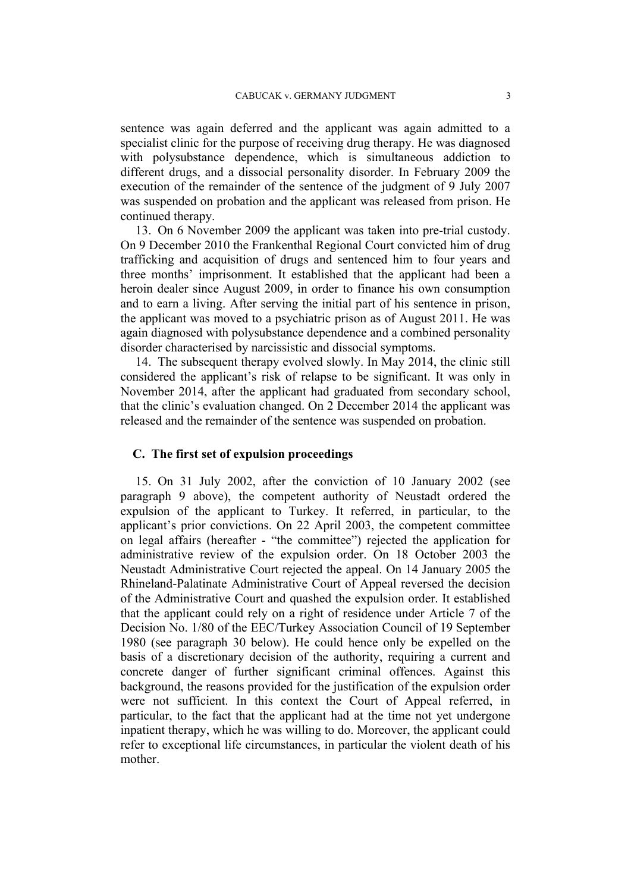sentence was again deferred and the applicant was again admitted to a specialist clinic for the purpose of receiving drug therapy. He was diagnosed with polysubstance dependence, which is simultaneous addiction to different drugs, and a dissocial personality disorder. In February 2009 the execution of the remainder of the sentence of the judgment of 9 July 2007 was suspended on probation and the applicant was released from prison. He continued therapy.

13. On 6 November 2009 the applicant was taken into pre-trial custody. On 9 December 2010 the Frankenthal Regional Court convicted him of drug trafficking and acquisition of drugs and sentenced him to four years and three months' imprisonment. It established that the applicant had been a heroin dealer since August 2009, in order to finance his own consumption and to earn a living. After serving the initial part of his sentence in prison, the applicant was moved to a psychiatric prison as of August 2011. He was again diagnosed with polysubstance dependence and a combined personality disorder characterised by narcissistic and dissocial symptoms.

14. The subsequent therapy evolved slowly. In May 2014, the clinic still considered the applicant's risk of relapse to be significant. It was only in November 2014, after the applicant had graduated from secondary school, that the clinic's evaluation changed. On 2 December 2014 the applicant was released and the remainder of the sentence was suspended on probation.

### C. The first set of expulsion proceedings

15. On 31 July 2002, after the conviction of 10 January 2002 (see paragraph 9 above), the competent authority of Neustadt ordered the expulsion of the applicant to Turkey. It referred, in particular, to the applicant's prior convictions. On 22 April 2003, the competent committee on legal affairs (hereafter - "the committee") rejected the application for administrative review of the expulsion order. On 18 October 2003 the Neustadt Administrative Court rejected the appeal. On 14 January 2005 the Rhineland-Palatinate Administrative Court of Appeal reversed the decision of the Administrative Court and quashed the expulsion order. It established that the applicant could rely on a right of residence under Article 7 of the Decision No. 1/80 of the EEC/Turkey Association Council of 19 September 1980 (see paragraph 30 below). He could hence only be expelled on the basis of a discretionary decision of the authority, requiring a current and concrete danger of further significant criminal offences. Against this background, the reasons provided for the justification of the expulsion order were not sufficient. In this context the Court of Appeal referred, in particular, to the fact that the applicant had at the time not yet undergone inpatient therapy, which he was willing to do. Moreover, the applicant could refer to exceptional life circumstances, in particular the violent death of his mother.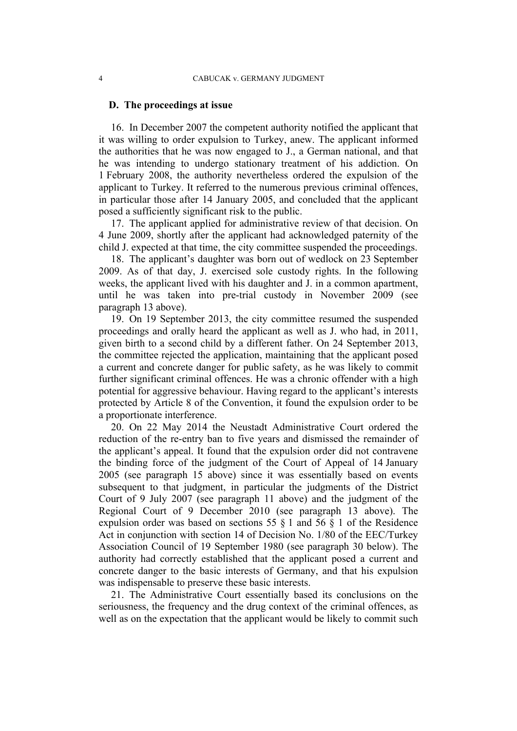### D. The proceedings at issue

16. In December 2007 the competent authority notified the applicant that it was willing to order expulsion to Turkey, anew. The applicant informed the authorities that he was now engaged to J., a German national, and that he was intending to undergo stationary treatment of his addiction. On 1 February 2008, the authority nevertheless ordered the expulsion of the applicant to Turkey. It referred to the numerous previous criminal offences, in particular those after 14 January 2005, and concluded that the applicant posed a sufficiently significant risk to the public.

17. The applicant applied for administrative review of that decision. On 4 June 2009, shortly after the applicant had acknowledged paternity of the child J. expected at that time, the city committee suspended the proceedings.

18. The applicant's daughter was born out of wedlock on 23 September 2009. As of that day, J. exercised sole custody rights. In the following weeks, the applicant lived with his daughter and J. in a common apartment, until he was taken into pre-trial custody in November 2009 (see paragraph 13 above).

19. On 19 September 2013, the city committee resumed the suspended proceedings and orally heard the applicant as well as J. who had, in 2011, given birth to a second child by a different father. On 24 September 2013, the committee rejected the application, maintaining that the applicant posed a current and concrete danger for public safety, as he was likely to commit further significant criminal offences. He was a chronic offender with a high potential for aggressive behaviour. Having regard to the applicant's interests protected by Article 8 of the Convention, it found the expulsion order to be a proportionate interference.

20. On 22 May 2014 the Neustadt Administrative Court ordered the reduction of the re-entry ban to five years and dismissed the remainder of the applicant's appeal. It found that the expulsion order did not contravene the binding force of the judgment of the Court of Appeal of 14 January 2005 (see paragraph 15 above) since it was essentially based on events subsequent to that judgment, in particular the judgments of the District Court of 9 July 2007 (see paragraph 11 above) and the judgment of the Regional Court of 9 December 2010 (see paragraph 13 above). The expulsion order was based on sections 55 § 1 and 56 § 1 of the Residence Act in conjunction with section 14 of Decision No. 1/80 of the EEC/Turkey Association Council of 19 September 1980 (see paragraph 30 below). The authority had correctly established that the applicant posed a current and concrete danger to the basic interests of Germany, and that his expulsion was indispensable to preserve these basic interests.

21. The Administrative Court essentially based its conclusions on the seriousness, the frequency and the drug context of the criminal offences, as well as on the expectation that the applicant would be likely to commit such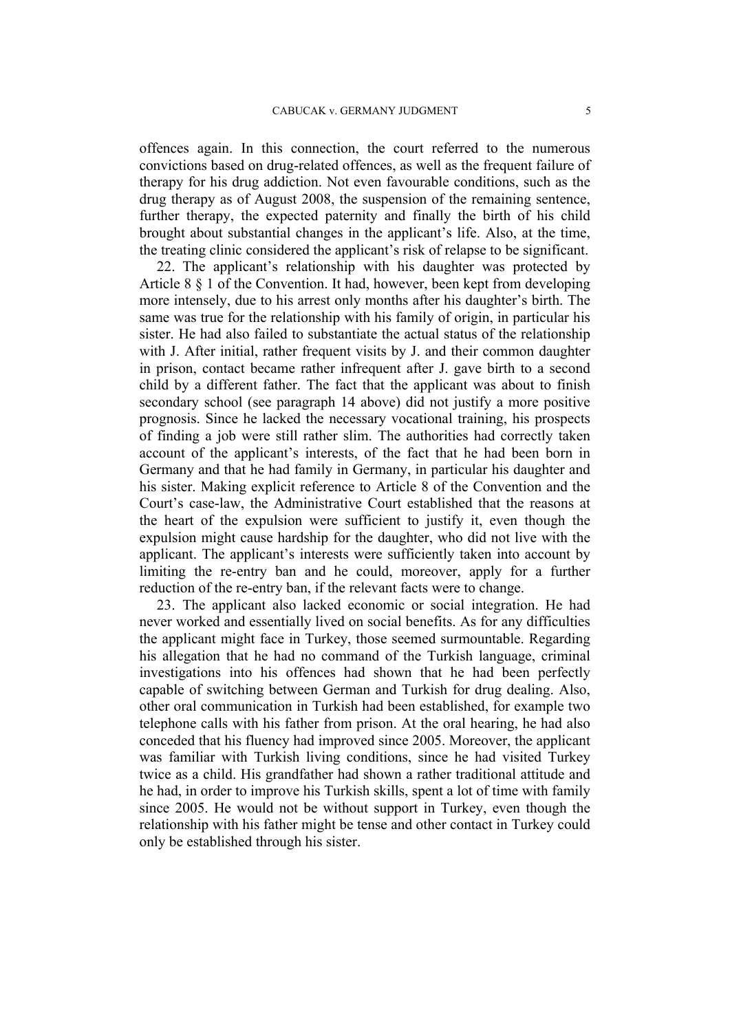offences again. In this connection, the court referred to the numerous convictions based on drug-related offences, as well as the frequent failure of therapy for his drug addiction. Not even favourable conditions, such as the drug therapy as of August 2008, the suspension of the remaining sentence, further therapy, the expected paternity and finally the birth of his child brought about substantial changes in the applicant's life. Also, at the time, the treating clinic considered the applicant's risk of relapse to be significant.

22. The applicant's relationship with his daughter was protected by Article 8 § 1 of the Convention. It had, however, been kept from developing more intensely, due to his arrest only months after his daughter's birth. The same was true for the relationship with his family of origin, in particular his sister. He had also failed to substantiate the actual status of the relationship with J. After initial, rather frequent visits by J. and their common daughter in prison, contact became rather infrequent after J. gave birth to a second child by a different father. The fact that the applicant was about to finish secondary school (see paragraph 14 above) did not justify a more positive prognosis. Since he lacked the necessary vocational training, his prospects of finding a job were still rather slim. The authorities had correctly taken account of the applicant's interests, of the fact that he had been born in Germany and that he had family in Germany, in particular his daughter and his sister. Making explicit reference to Article 8 of the Convention and the Court's case-law, the Administrative Court established that the reasons at the heart of the expulsion were sufficient to justify it, even though the expulsion might cause hardship for the daughter, who did not live with the applicant. The applicant's interests were sufficiently taken into account by limiting the re-entry ban and he could, moreover, apply for a further reduction of the re-entry ban, if the relevant facts were to change.

23. The applicant also lacked economic or social integration. He had never worked and essentially lived on social benefits. As for any difficulties the applicant might face in Turkey, those seemed surmountable. Regarding his allegation that he had no command of the Turkish language, criminal investigations into his offences had shown that he had been perfectly capable of switching between German and Turkish for drug dealing. Also, other oral communication in Turkish had been established, for example two telephone calls with his father from prison. At the oral hearing, he had also conceded that his fluency had improved since 2005. Moreover, the applicant was familiar with Turkish living conditions, since he had visited Turkey twice as a child. His grandfather had shown a rather traditional attitude and he had, in order to improve his Turkish skills, spent a lot of time with family since 2005. He would not be without support in Turkey, even though the relationship with his father might be tense and other contact in Turkey could only be established through his sister.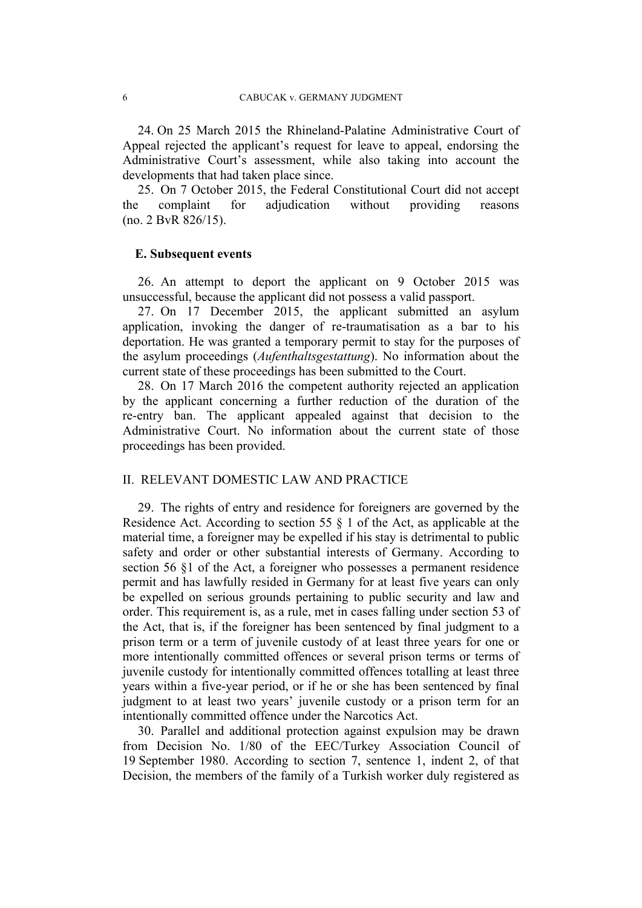24. On 25 March 2015 the Rhineland-Palatine Administrative Court of Appeal rejected the applicant's request for leave to appeal, endorsing the Administrative Court's assessment, while also taking into account the developments that had taken place since.

25. On 7 October 2015, the Federal Constitutional Court did not accept the complaint for adjudication without providing reasons (no. 2 BvR 826/15).

### E. Subsequent events

26. An attempt to deport the applicant on 9 October 2015 was unsuccessful, because the applicant did not possess a valid passport.

27. On 17 December 2015, the applicant submitted an asylum application, invoking the danger of re-traumatisation as a bar to his deportation. He was granted a temporary permit to stay for the purposes of the asylum proceedings (*Aufenthaltsgestattung*). No information about the current state of these proceedings has been submitted to the Court.

28. On 17 March 2016 the competent authority rejected an application by the applicant concerning a further reduction of the duration of the re-entry ban. The applicant appealed against that decision to the Administrative Court. No information about the current state of those proceedings has been provided.

## II. RELEVANT DOMESTIC LAW AND PRACTICE

29. The rights of entry and residence for foreigners are governed by the Residence Act. According to section 55 § 1 of the Act, as applicable at the material time, a foreigner may be expelled if his stay is detrimental to public safety and order or other substantial interests of Germany. According to section 56 §1 of the Act, a foreigner who possesses a permanent residence permit and has lawfully resided in Germany for at least five years can only be expelled on serious grounds pertaining to public security and law and order. This requirement is, as a rule, met in cases falling under section 53 of the Act, that is, if the foreigner has been sentenced by final judgment to a prison term or a term of juvenile custody of at least three years for one or more intentionally committed offences or several prison terms or terms of juvenile custody for intentionally committed offences totalling at least three years within a five-year period, or if he or she has been sentenced by final judgment to at least two years' juvenile custody or a prison term for an intentionally committed offence under the Narcotics Act.

30. Parallel and additional protection against expulsion may be drawn from Decision No. 1/80 of the EEC/Turkey Association Council of 19 September 1980. According to section 7, sentence 1, indent 2, of that Decision, the members of the family of a Turkish worker duly registered as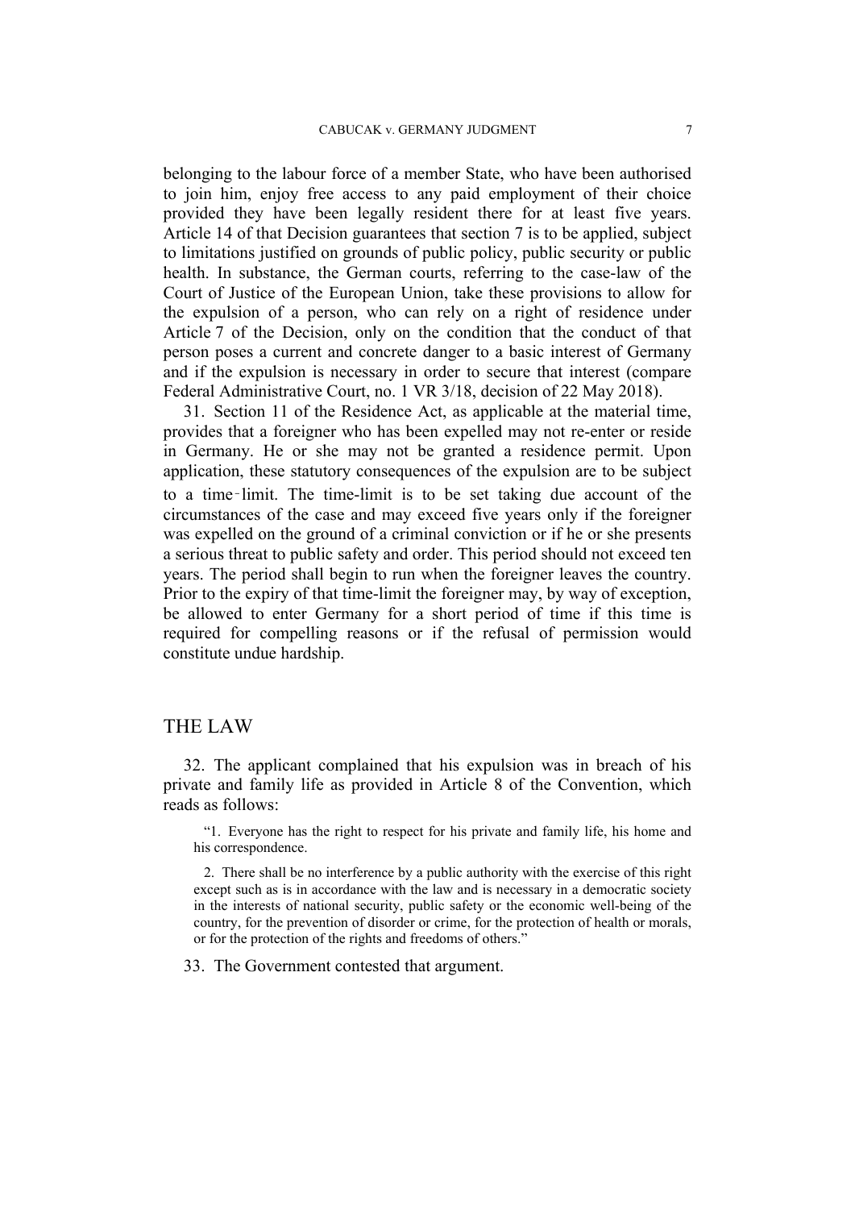belonging to the labour force of a member State, who have been authorised to join him, enjoy free access to any paid employment of their choice provided they have been legally resident there for at least five years. Article 14 of that Decision guarantees that section 7 is to be applied, subject to limitations justified on grounds of public policy, public security or public health. In substance, the German courts, referring to the case-law of the Court of Justice of the European Union, take these provisions to allow for the expulsion of a person, who can rely on a right of residence under Article 7 of the Decision, only on the condition that the conduct of that person poses a current and concrete danger to a basic interest of Germany and if the expulsion is necessary in order to secure that interest (compare Federal Administrative Court, no. 1 VR 3/18, decision of 22 May 2018).

31. Section 11 of the Residence Act, as applicable at the material time, provides that a foreigner who has been expelled may not re-enter or reside in Germany. He or she may not be granted a residence permit. Upon application, these statutory consequences of the expulsion are to be subject to a time‑limit. The time-limit is to be set taking due account of the circumstances of the case and may exceed five years only if the foreigner was expelled on the ground of a criminal conviction or if he or she presents a serious threat to public safety and order. This period should not exceed ten years. The period shall begin to run when the foreigner leaves the country. Prior to the expiry of that time-limit the foreigner may, by way of exception, be allowed to enter Germany for a short period of time if this time is required for compelling reasons or if the refusal of permission would constitute undue hardship.

# THE LAW

32. The applicant complained that his expulsion was in breach of his private and family life as provided in Article 8 of the Convention, which reads as follows:

> "1. Everyone has the right to respect for his private and family life, his home and his correspondence.
>
> 2. There shall be no interference by a public authority with the exercise of this right except such as is in accordance with the law and is necessary in a democratic society in the interests of national security, public safety or the economic well-being of the country, for the prevention of disorder or crime, for the protection of health or morals, or for the protection of the rights and freedoms of others."

33. The Government contested that argument.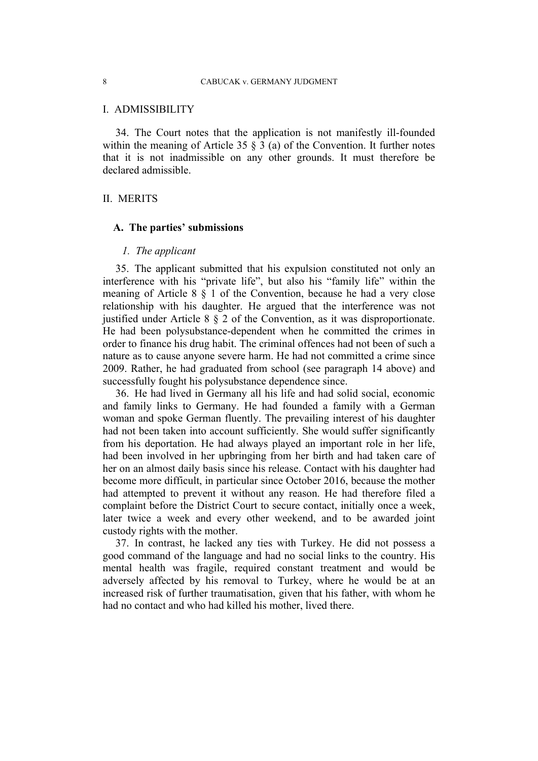## I. ADMISSIBILITY

34. The Court notes that the application is not manifestly ill-founded within the meaning of Article 35 § 3 (a) of the Convention. It further notes that it is not inadmissible on any other grounds. It must therefore be declared admissible.

## II. MERITS

### A. The parties' submissions

#### *1. The applicant*

35. The applicant submitted that his expulsion constituted not only an interference with his "private life", but also his "family life" within the meaning of Article 8 § 1 of the Convention, because he had a very close relationship with his daughter. He argued that the interference was not justified under Article 8 § 2 of the Convention, as it was disproportionate. He had been polysubstance-dependent when he committed the crimes in order to finance his drug habit. The criminal offences had not been of such a nature as to cause anyone severe harm. He had not committed a crime since 2009. Rather, he had graduated from school (see paragraph 14 above) and successfully fought his polysubstance dependence since.

36. He had lived in Germany all his life and had solid social, economic and family links to Germany. He had founded a family with a German woman and spoke German fluently. The prevailing interest of his daughter had not been taken into account sufficiently. She would suffer significantly from his deportation. He had always played an important role in her life, had been involved in her upbringing from her birth and had taken care of her on an almost daily basis since his release. Contact with his daughter had become more difficult, in particular since October 2016, because the mother had attempted to prevent it without any reason. He had therefore filed a complaint before the District Court to secure contact, initially once a week, later twice a week and every other weekend, and to be awarded joint custody rights with the mother.

37. In contrast, he lacked any ties with Turkey. He did not possess a good command of the language and had no social links to the country. His mental health was fragile, required constant treatment and would be adversely affected by his removal to Turkey, where he would be at an increased risk of further traumatisation, given that his father, with whom he had no contact and who had killed his mother, lived there.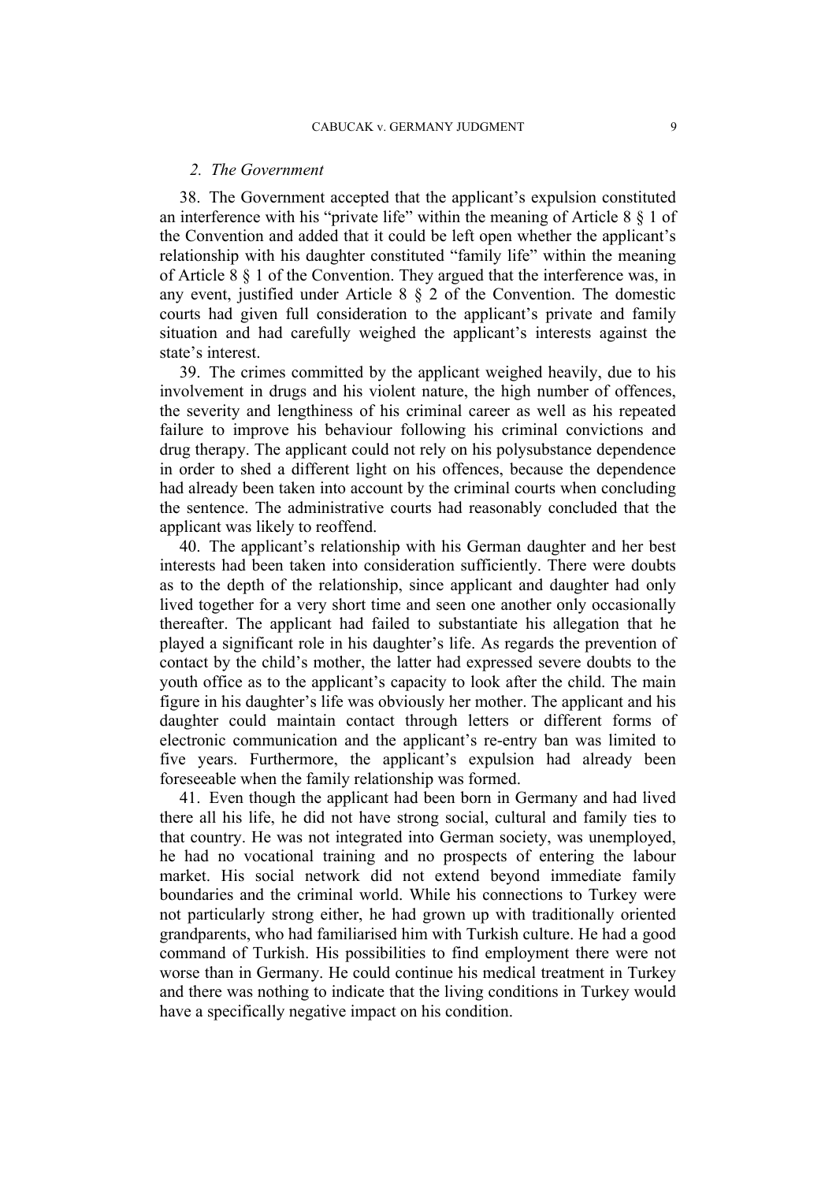*2. The Government*

38. The Government accepted that the applicant's expulsion constituted an interference with his "private life" within the meaning of Article 8 § 1 of the Convention and added that it could be left open whether the applicant's relationship with his daughter constituted "family life" within the meaning of Article 8 § 1 of the Convention. They argued that the interference was, in any event, justified under Article 8 § 2 of the Convention. The domestic courts had given full consideration to the applicant's private and family situation and had carefully weighed the applicant's interests against the state's interest.

39. The crimes committed by the applicant weighed heavily, due to his involvement in drugs and his violent nature, the high number of offences, the severity and lengthiness of his criminal career as well as his repeated failure to improve his behaviour following his criminal convictions and drug therapy. The applicant could not rely on his polysubstance dependence in order to shed a different light on his offences, because the dependence had already been taken into account by the criminal courts when concluding the sentence. The administrative courts had reasonably concluded that the applicant was likely to reoffend.

40. The applicant's relationship with his German daughter and her best interests had been taken into consideration sufficiently. There were doubts as to the depth of the relationship, since applicant and daughter had only lived together for a very short time and seen one another only occasionally thereafter. The applicant had failed to substantiate his allegation that he played a significant role in his daughter's life. As regards the prevention of contact by the child's mother, the latter had expressed severe doubts to the youth office as to the applicant's capacity to look after the child. The main figure in his daughter's life was obviously her mother. The applicant and his daughter could maintain contact through letters or different forms of electronic communication and the applicant's re-entry ban was limited to five years. Furthermore, the applicant's expulsion had already been foreseeable when the family relationship was formed.

41. Even though the applicant had been born in Germany and had lived there all his life, he did not have strong social, cultural and family ties to that country. He was not integrated into German society, was unemployed, he had no vocational training and no prospects of entering the labour market. His social network did not extend beyond immediate family boundaries and the criminal world. While his connections to Turkey were not particularly strong either, he had grown up with traditionally oriented grandparents, who had familiarised him with Turkish culture. He had a good command of Turkish. His possibilities to find employment there were not worse than in Germany. He could continue his medical treatment in Turkey and there was nothing to indicate that the living conditions in Turkey would have a specifically negative impact on his condition.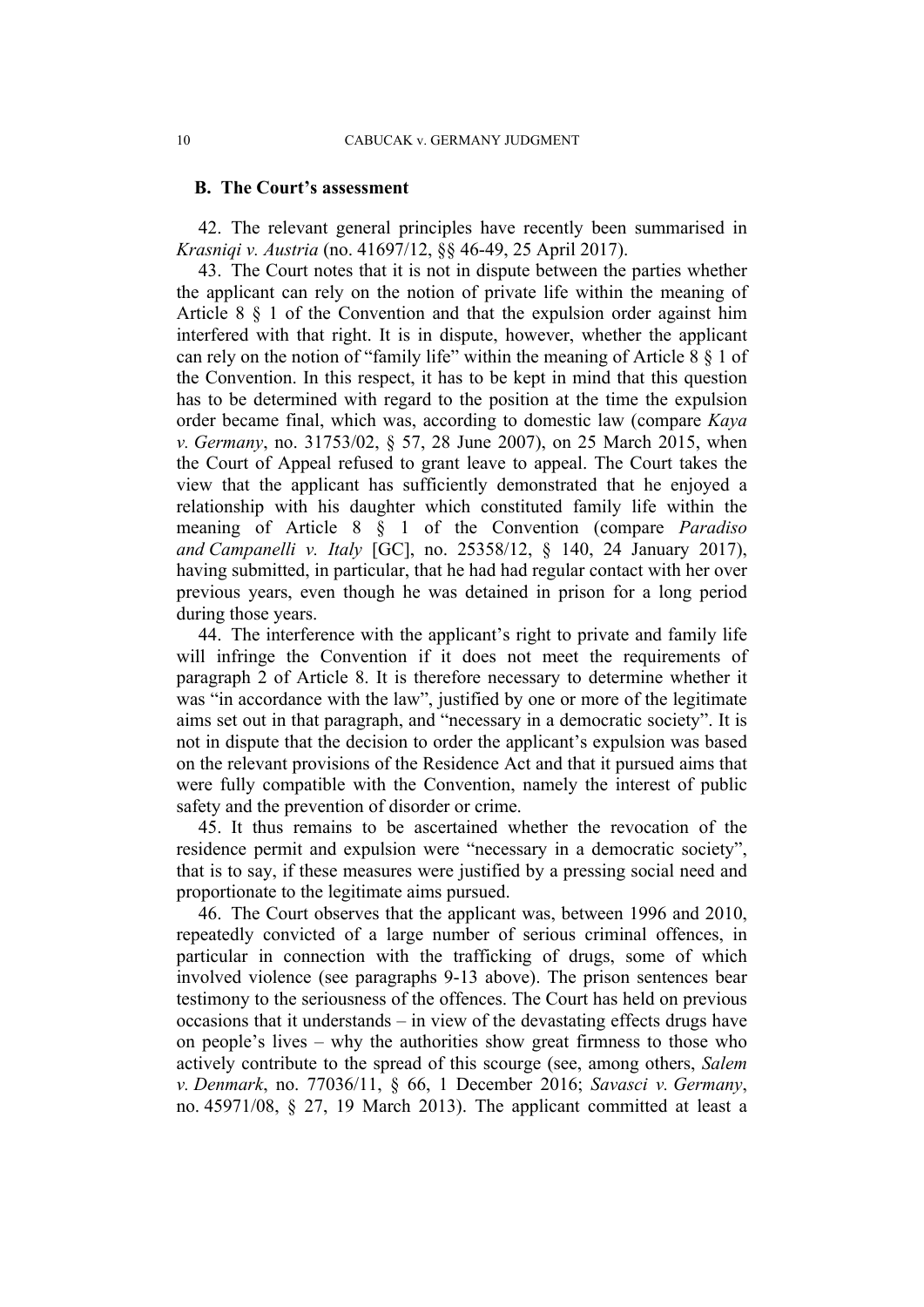## B. The Court's assessment

42. The relevant general principles have recently been summarised in *Krasniqi v. Austria* (no. 41697/12, §§ 46-49, 25 April 2017).

43. The Court notes that it is not in dispute between the parties whether the applicant can rely on the notion of private life within the meaning of Article 8 § 1 of the Convention and that the expulsion order against him interfered with that right. It is in dispute, however, whether the applicant can rely on the notion of "family life" within the meaning of Article 8 § 1 of the Convention. In this respect, it has to be kept in mind that this question has to be determined with regard to the position at the time the expulsion order became final, which was, according to domestic law (compare *Kaya v. Germany*, no. 31753/02, § 57, 28 June 2007), on 25 March 2015, when the Court of Appeal refused to grant leave to appeal. The Court takes the view that the applicant has sufficiently demonstrated that he enjoyed a relationship with his daughter which constituted family life within the meaning of Article 8 § 1 of the Convention (compare *Paradiso and Campanelli v. Italy* [GC], no. 25358/12, § 140, 24 January 2017), having submitted, in particular, that he had had regular contact with her over previous years, even though he was detained in prison for a long period during those years.

44. The interference with the applicant's right to private and family life will infringe the Convention if it does not meet the requirements of paragraph 2 of Article 8. It is therefore necessary to determine whether it was "in accordance with the law", justified by one or more of the legitimate aims set out in that paragraph, and "necessary in a democratic society". It is not in dispute that the decision to order the applicant's expulsion was based on the relevant provisions of the Residence Act and that it pursued aims that were fully compatible with the Convention, namely the interest of public safety and the prevention of disorder or crime.

45. It thus remains to be ascertained whether the revocation of the residence permit and expulsion were "necessary in a democratic society", that is to say, if these measures were justified by a pressing social need and proportionate to the legitimate aims pursued.

46. The Court observes that the applicant was, between 1996 and 2010, repeatedly convicted of a large number of serious criminal offences, in particular in connection with the trafficking of drugs, some of which involved violence (see paragraphs 9-13 above). The prison sentences bear testimony to the seriousness of the offences. The Court has held on previous occasions that it understands – in view of the devastating effects drugs have on people's lives – why the authorities show great firmness to those who actively contribute to the spread of this scourge (see, among others, *Salem v. Denmark*, no. 77036/11, § 66, 1 December 2016; *Savasci v. Germany*, no. 45971/08, § 27, 19 March 2013). The applicant committed at least a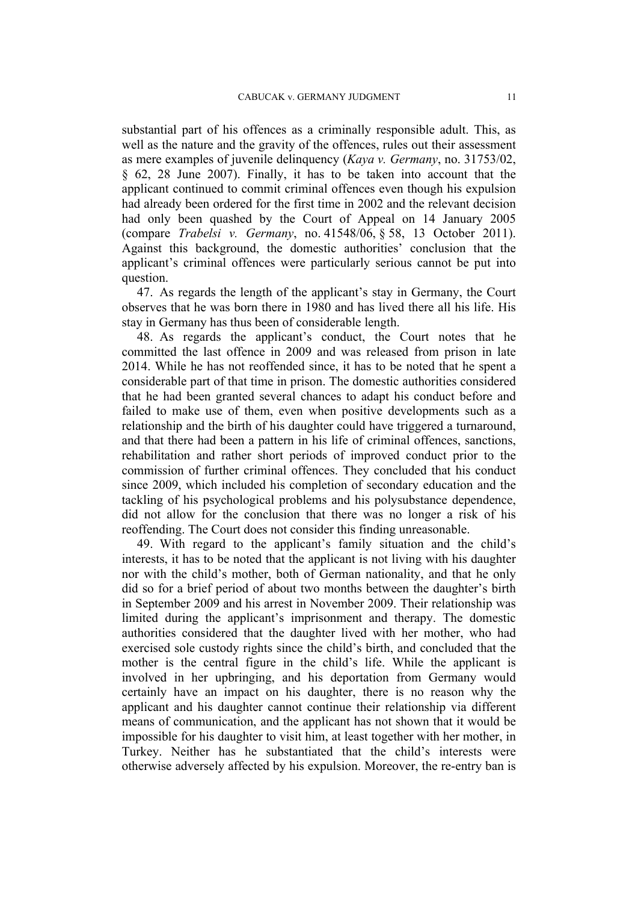substantial part of his offences as a criminally responsible adult. This, as well as the nature and the gravity of the offences, rules out their assessment as mere examples of juvenile delinquency (*Kaya v. Germany*, no. 31753/02, § 62, 28 June 2007). Finally, it has to be taken into account that the applicant continued to commit criminal offences even though his expulsion had already been ordered for the first time in 2002 and the relevant decision had only been quashed by the Court of Appeal on 14 January 2005 (compare *Trabelsi v. Germany*, no. 41548/06, § 58, 13 October 2011). Against this background, the domestic authorities' conclusion that the applicant's criminal offences were particularly serious cannot be put into question.

47. As regards the length of the applicant's stay in Germany, the Court observes that he was born there in 1980 and has lived there all his life. His stay in Germany has thus been of considerable length.

48. As regards the applicant's conduct, the Court notes that he committed the last offence in 2009 and was released from prison in late 2014. While he has not reoffended since, it has to be noted that he spent a considerable part of that time in prison. The domestic authorities considered that he had been granted several chances to adapt his conduct before and failed to make use of them, even when positive developments such as a relationship and the birth of his daughter could have triggered a turnaround, and that there had been a pattern in his life of criminal offences, sanctions, rehabilitation and rather short periods of improved conduct prior to the commission of further criminal offences. They concluded that his conduct since 2009, which included his completion of secondary education and the tackling of his psychological problems and his polysubstance dependence, did not allow for the conclusion that there was no longer a risk of his reoffending. The Court does not consider this finding unreasonable.

49. With regard to the applicant's family situation and the child's interests, it has to be noted that the applicant is not living with his daughter nor with the child's mother, both of German nationality, and that he only did so for a brief period of about two months between the daughter's birth in September 2009 and his arrest in November 2009. Their relationship was limited during the applicant's imprisonment and therapy. The domestic authorities considered that the daughter lived with her mother, who had exercised sole custody rights since the child's birth, and concluded that the mother is the central figure in the child's life. While the applicant is involved in her upbringing, and his deportation from Germany would certainly have an impact on his daughter, there is no reason why the applicant and his daughter cannot continue their relationship via different means of communication, and the applicant has not shown that it would be impossible for his daughter to visit him, at least together with her mother, in Turkey. Neither has he substantiated that the child's interests were otherwise adversely affected by his expulsion. Moreover, the re-entry ban is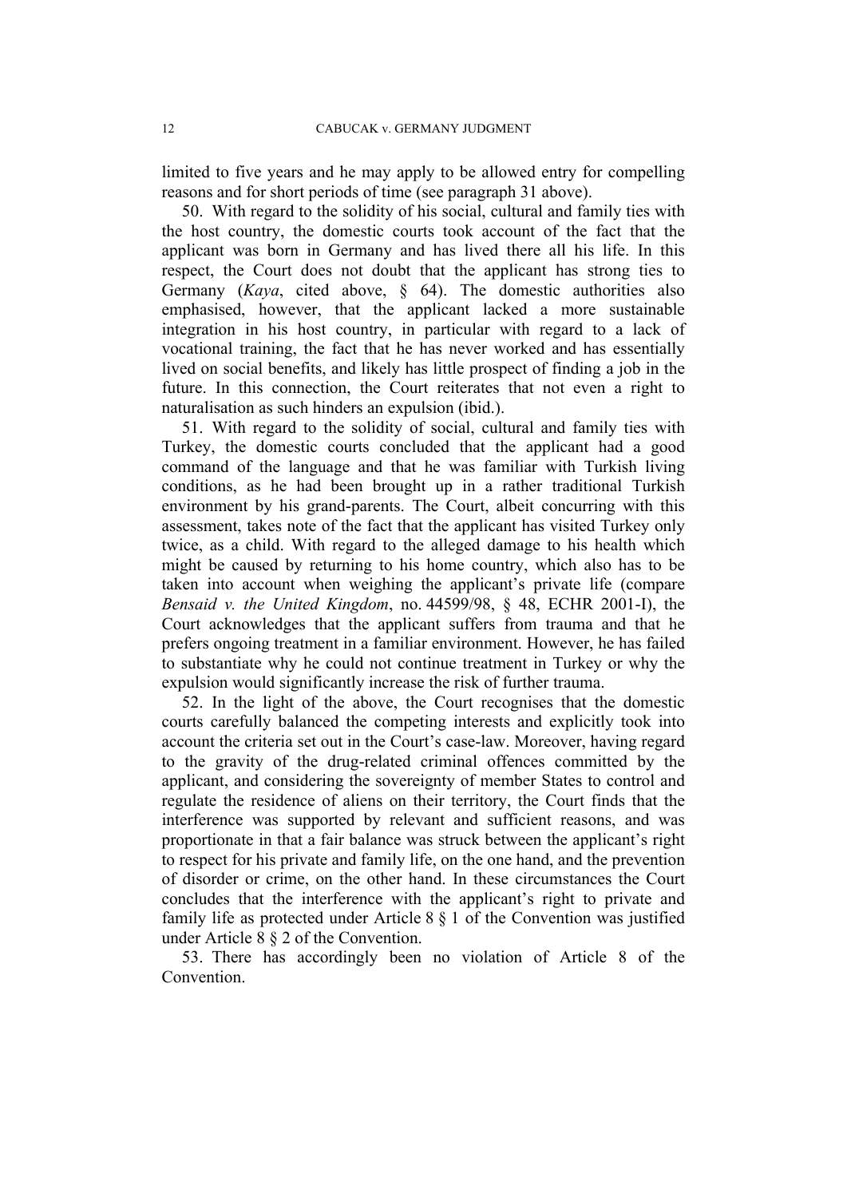limited to five years and he may apply to be allowed entry for compelling reasons and for short periods of time (see paragraph 31 above).

50. With regard to the solidity of his social, cultural and family ties with the host country, the domestic courts took account of the fact that the applicant was born in Germany and has lived there all his life. In this respect, the Court does not doubt that the applicant has strong ties to Germany (*Kaya*, cited above, § 64). The domestic authorities also emphasised, however, that the applicant lacked a more sustainable integration in his host country, in particular with regard to a lack of vocational training, the fact that he has never worked and has essentially lived on social benefits, and likely has little prospect of finding a job in the future. In this connection, the Court reiterates that not even a right to naturalisation as such hinders an expulsion (ibid.).

51. With regard to the solidity of social, cultural and family ties with Turkey, the domestic courts concluded that the applicant had a good command of the language and that he was familiar with Turkish living conditions, as he had been brought up in a rather traditional Turkish environment by his grand-parents. The Court, albeit concurring with this assessment, takes note of the fact that the applicant has visited Turkey only twice, as a child. With regard to the alleged damage to his health which might be caused by returning to his home country, which also has to be taken into account when weighing the applicant's private life (compare *Bensaid v. the United Kingdom*, no. 44599/98, § 48, ECHR 2001-I), the Court acknowledges that the applicant suffers from trauma and that he prefers ongoing treatment in a familiar environment. However, he has failed to substantiate why he could not continue treatment in Turkey or why the expulsion would significantly increase the risk of further trauma.

52. In the light of the above, the Court recognises that the domestic courts carefully balanced the competing interests and explicitly took into account the criteria set out in the Court's case-law. Moreover, having regard to the gravity of the drug-related criminal offences committed by the applicant, and considering the sovereignty of member States to control and regulate the residence of aliens on their territory, the Court finds that the interference was supported by relevant and sufficient reasons, and was proportionate in that a fair balance was struck between the applicant's right to respect for his private and family life, on the one hand, and the prevention of disorder or crime, on the other hand. In these circumstances the Court concludes that the interference with the applicant's right to private and family life as protected under Article 8 § 1 of the Convention was justified under Article 8 § 2 of the Convention.

53. There has accordingly been no violation of Article 8 of the Convention.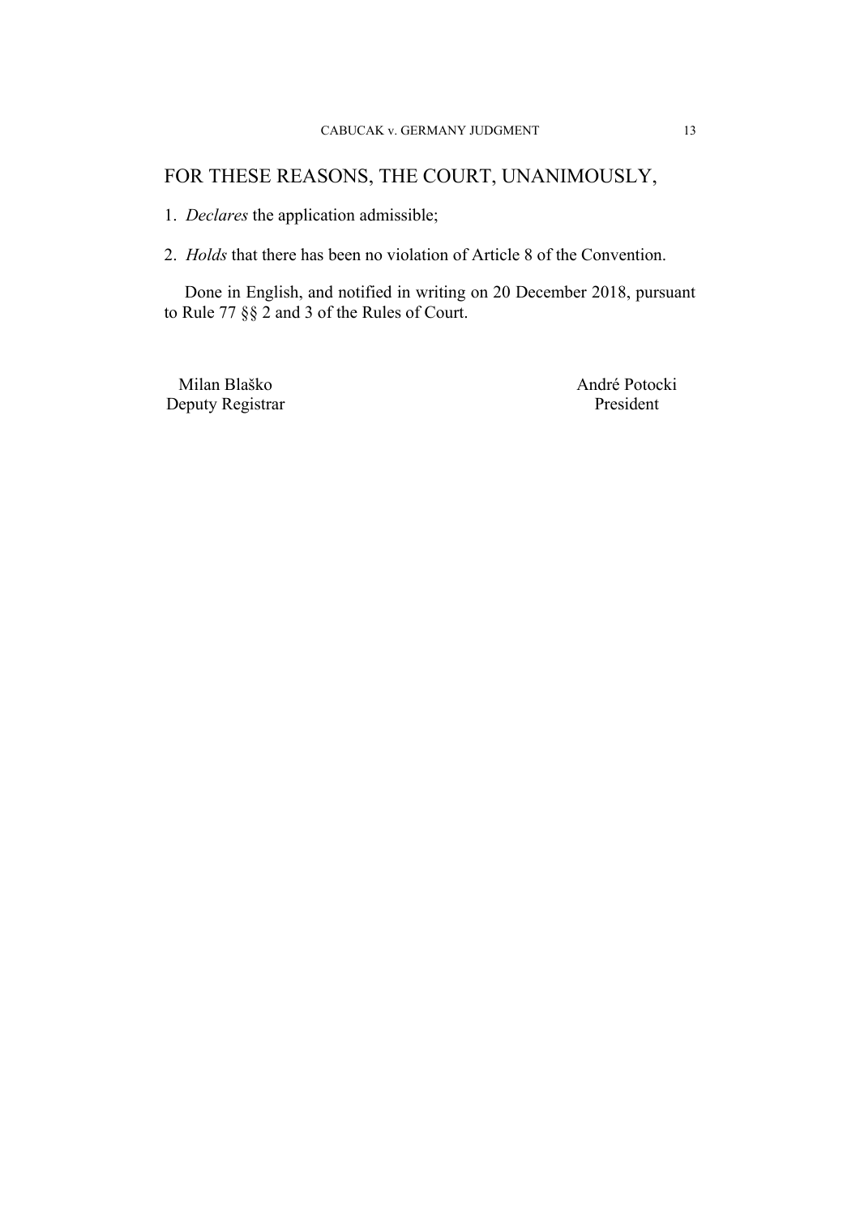## FOR THESE REASONS, THE COURT, UNANIMOUSLY,

1. *Declares* the application admissible;

2. *Holds* that there has been no violation of Article 8 of the Convention.

Done in English, and notified in writing on 20 December 2018, pursuant to Rule 77 §§ 2 and 3 of the Rules of Court.

Milan Blaško
Deputy Registrar

André Potocki
President